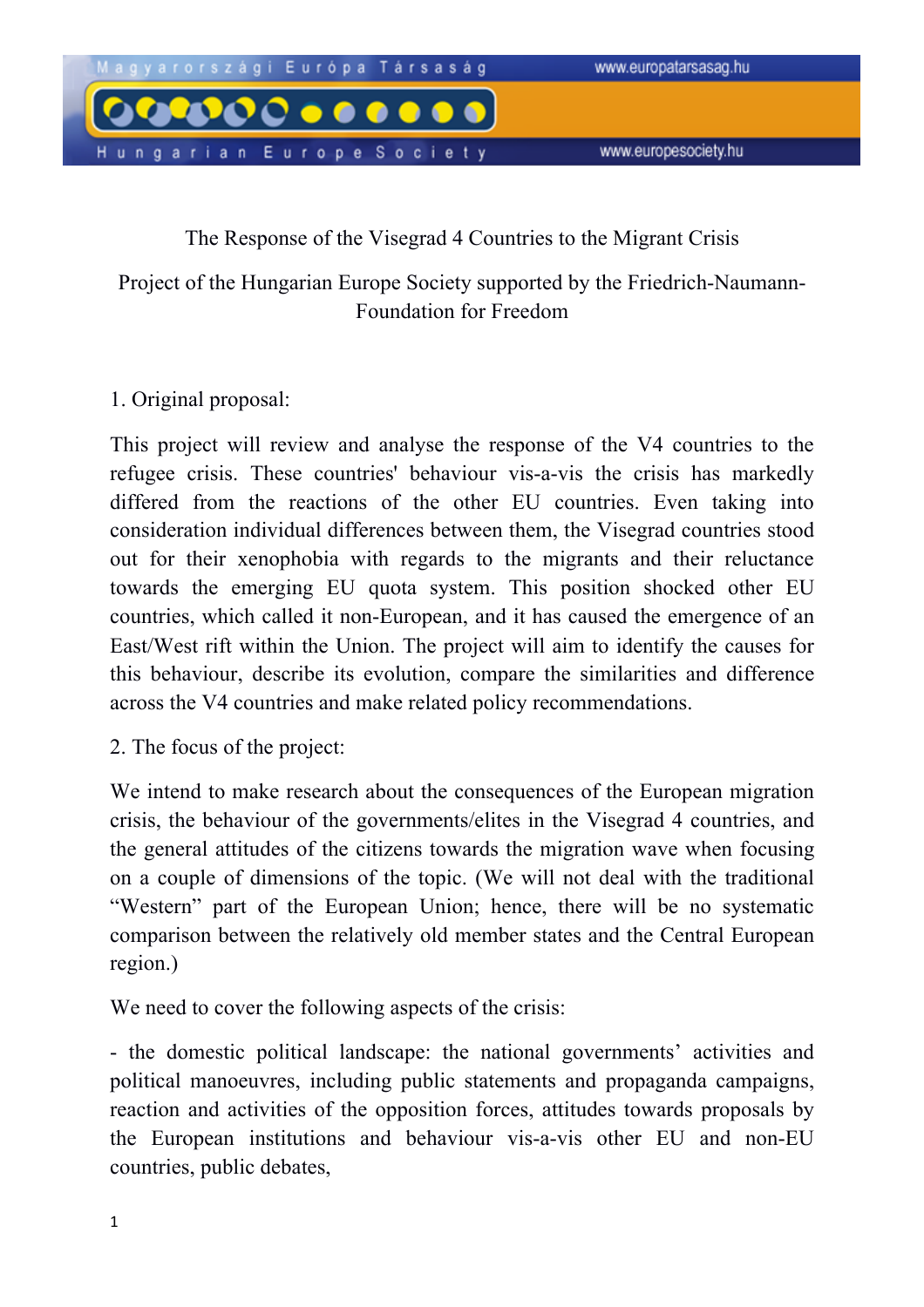# The Response of the Visegrad 4 Countries to the Migrant Crisis

Project of the Hungarian Europe Society supported by the Friedrich-Naumann-Foundation for Freedom

## 1. Original proposal:

This project will review and analyse the response of the V4 countries to the refugee crisis. These countries' behaviour vis-a-vis the crisis has markedly differed from the reactions of the other EU countries. Even taking into consideration individual differences between them, the Visegrad countries stood out for their xenophobia with regards to the migrants and their reluctance towards the emerging EU quota system. This position shocked other EU countries, which called it non-European, and it has caused the emergence of an East/West rift within the Union. The project will aim to identify the causes for this behaviour, describe its evolution, compare the similarities and difference across the V4 countries and make related policy recommendations.

## 2. The focus of the project:

We intend to make research about the consequences of the European migration crisis, the behaviour of the governments/elites in the Visegrad 4 countries, and the general attitudes of the citizens towards the migration wave when focusing on a couple of dimensions of the topic. (We will not deal with the traditional "Western" part of the European Union; hence, there will be no systematic comparison between the relatively old member states and the Central European region.)

We need to cover the following aspects of the crisis:

- the domestic political landscape: the national governments' activities and political manoeuvres, including public statements and propaganda campaigns, reaction and activities of the opposition forces, attitudes towards proposals by the European institutions and behaviour vis-a-vis other EU and non-EU countries, public debates,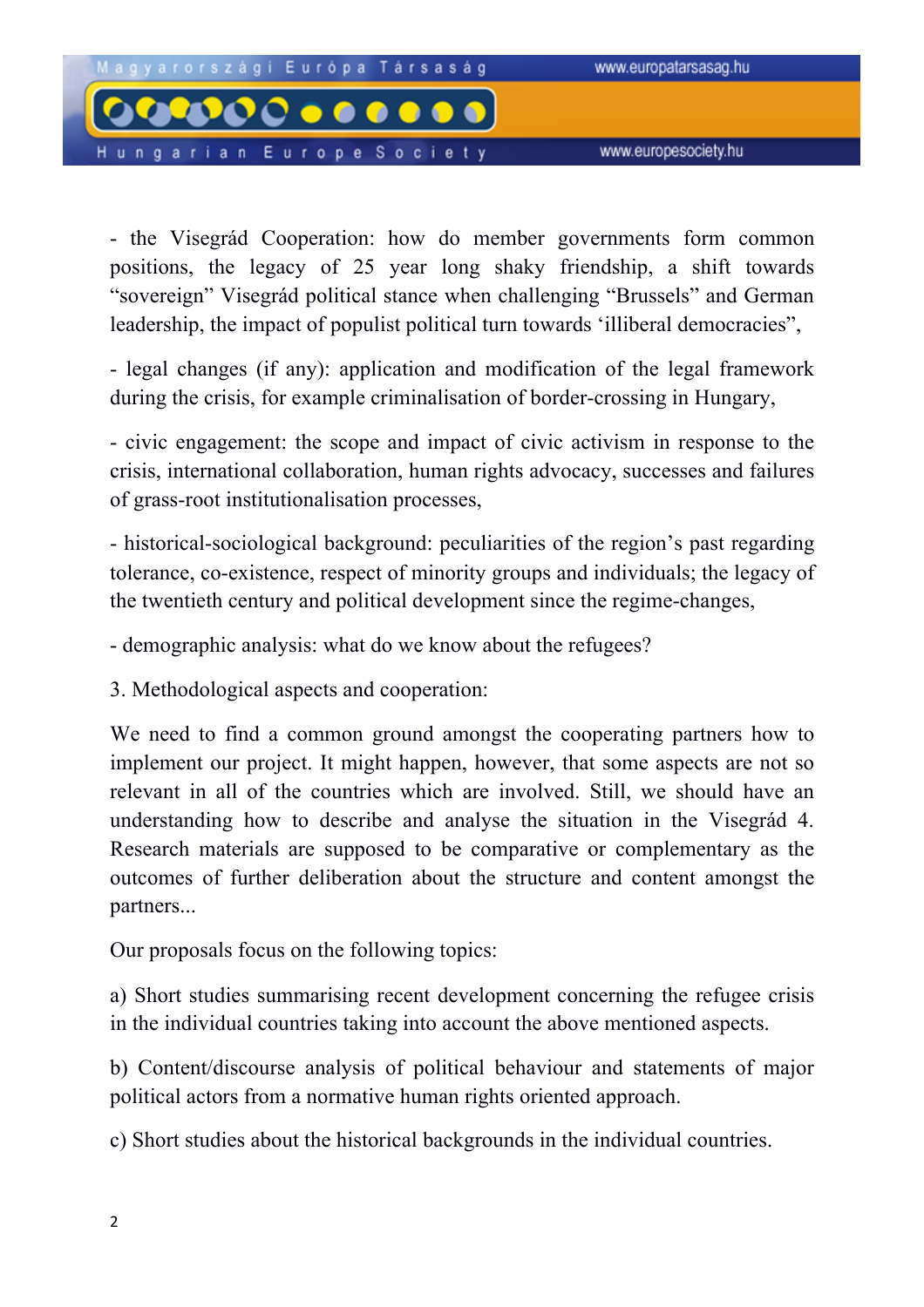- the Visegrád Cooperation: how do member governments form common positions, the legacy of 25 year long shaky friendship, a shift towards "sovereign" Visegrád political stance when challenging "Brussels" and German leadership, the impact of populist political turn towards 'illiberal democracies",

- legal changes (if any): application and modification of the legal framework during the crisis, for example criminalisation of border-crossing in Hungary,

- civic engagement: the scope and impact of civic activism in response to the crisis, international collaboration, human rights advocacy, successes and failures of grass-root institutionalisation processes,

- historical-sociological background: peculiarities of the region's past regarding tolerance, co-existence, respect of minority groups and individuals; the legacy of the twentieth century and political development since the regime-changes,

- demographic analysis: what do we know about the refugees?

3. Methodological aspects and cooperation:

We need to find a common ground amongst the cooperating partners how to implement our project. It might happen, however, that some aspects are not so relevant in all of the countries which are involved. Still, we should have an understanding how to describe and analyse the situation in the Visegrád 4. Research materials are supposed to be comparative or complementary as the outcomes of further deliberation about the structure and content amongst the partners...

Our proposals focus on the following topics:

a) Short studies summarising recent development concerning the refugee crisis in the individual countries taking into account the above mentioned aspects.

b) Content/discourse analysis of political behaviour and statements of major political actors from a normative human rights oriented approach.

c) Short studies about the historical backgrounds in the individual countries.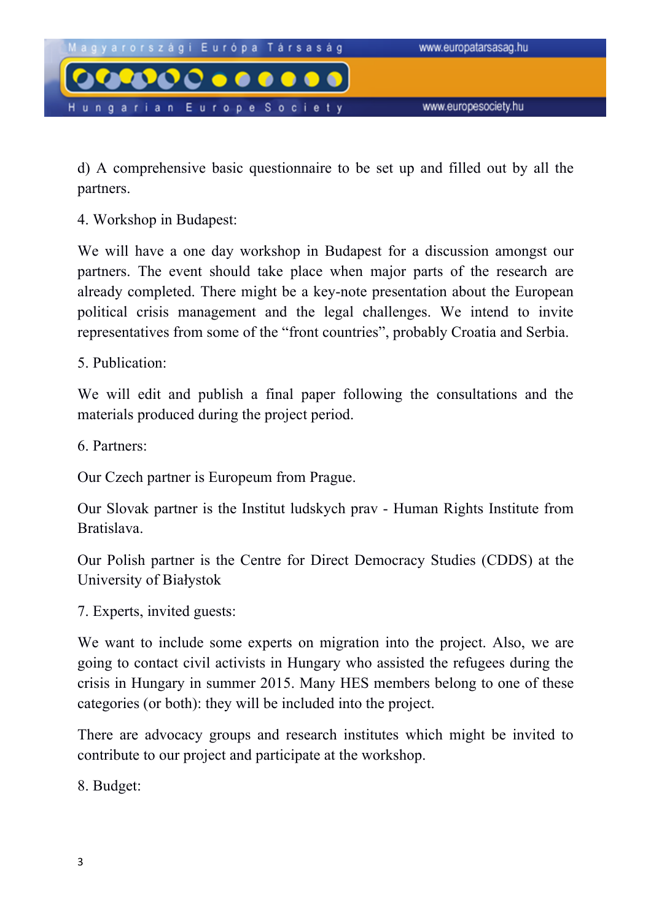d) A comprehensive basic questionnaire to be set up and filled out by all the partners.

4. Workshop in Budapest:

We will have a one day workshop in Budapest for a discussion amongst our partners. The event should take place when major parts of the research are already completed. There might be a key-note presentation about the European political crisis management and the legal challenges. We intend to invite representatives from some of the "front countries", probably Croatia and Serbia.

5. Publication:

We will edit and publish a final paper following the consultations and the materials produced during the project period.

6. Partners:

Our Czech partner is Europeum from Prague.

Our Slovak partner is the Institut ludskych prav - Human Rights Institute from Bratislava.

Our Polish partner is the Centre for Direct Democracy Studies (CDDS) at the University of Białystok

7. Experts, invited guests:

We want to include some experts on migration into the project. Also, we are going to contact civil activists in Hungary who assisted the refugees during the crisis in Hungary in summer 2015. Many HES members belong to one of these categories (or both): they will be included into the project.

There are advocacy groups and research institutes which might be invited to contribute to our project and participate at the workshop.

8. Budget: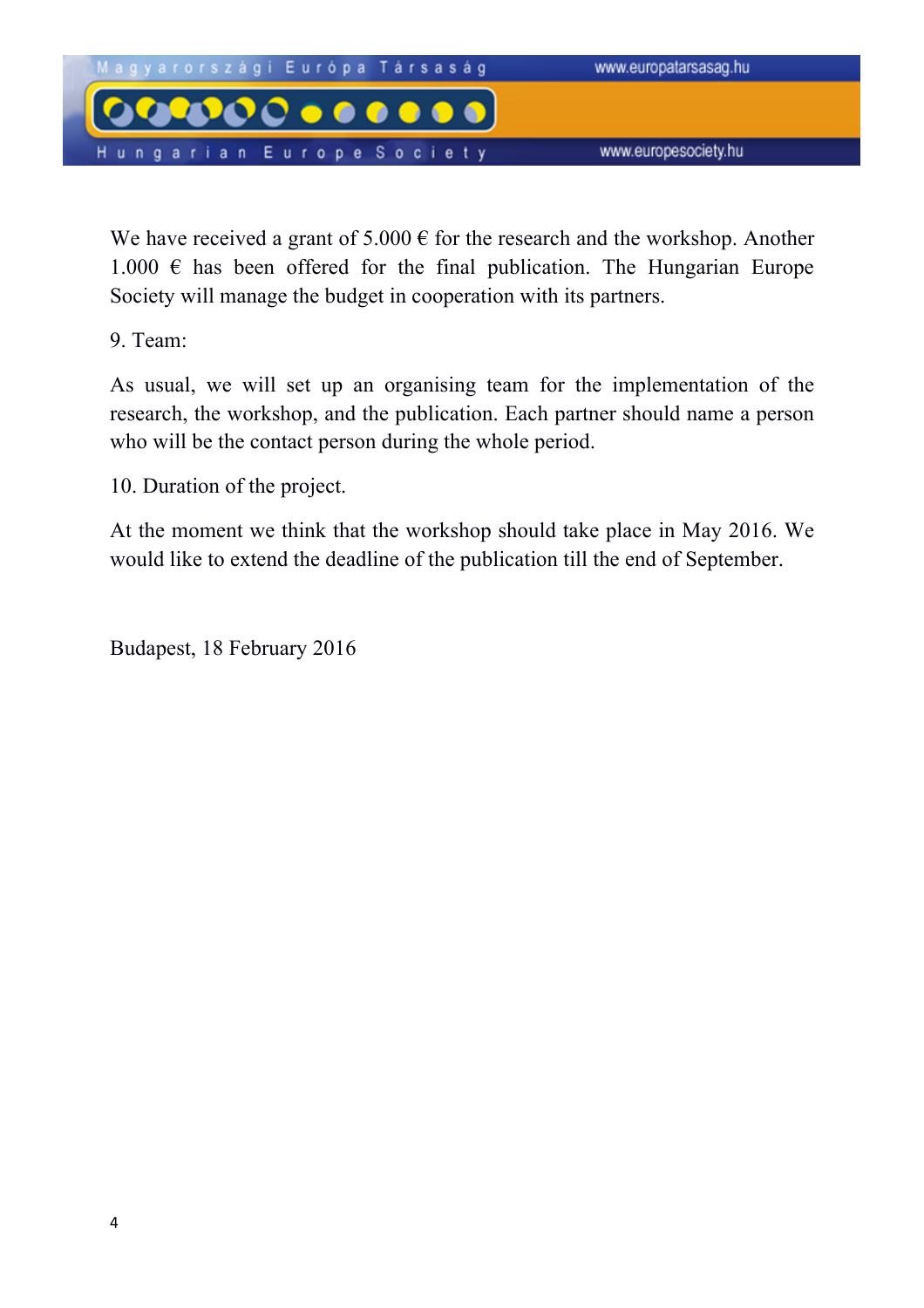We have received a grant of 5.000 € for the research and the workshop. Another 1.000 € has been offered for the final publication. The Hungarian Europe Society will manage the budget in cooperation with its partners.

9. Team:

As usual, we will set up an organising team for the implementation of the research, the workshop, and the publication. Each partner should name a person who will be the contact person during the whole period.

10. Duration of the project.

At the moment we think that the workshop should take place in May 2016. We would like to extend the deadline of the publication till the end of September.

Budapest, 18 February 2016